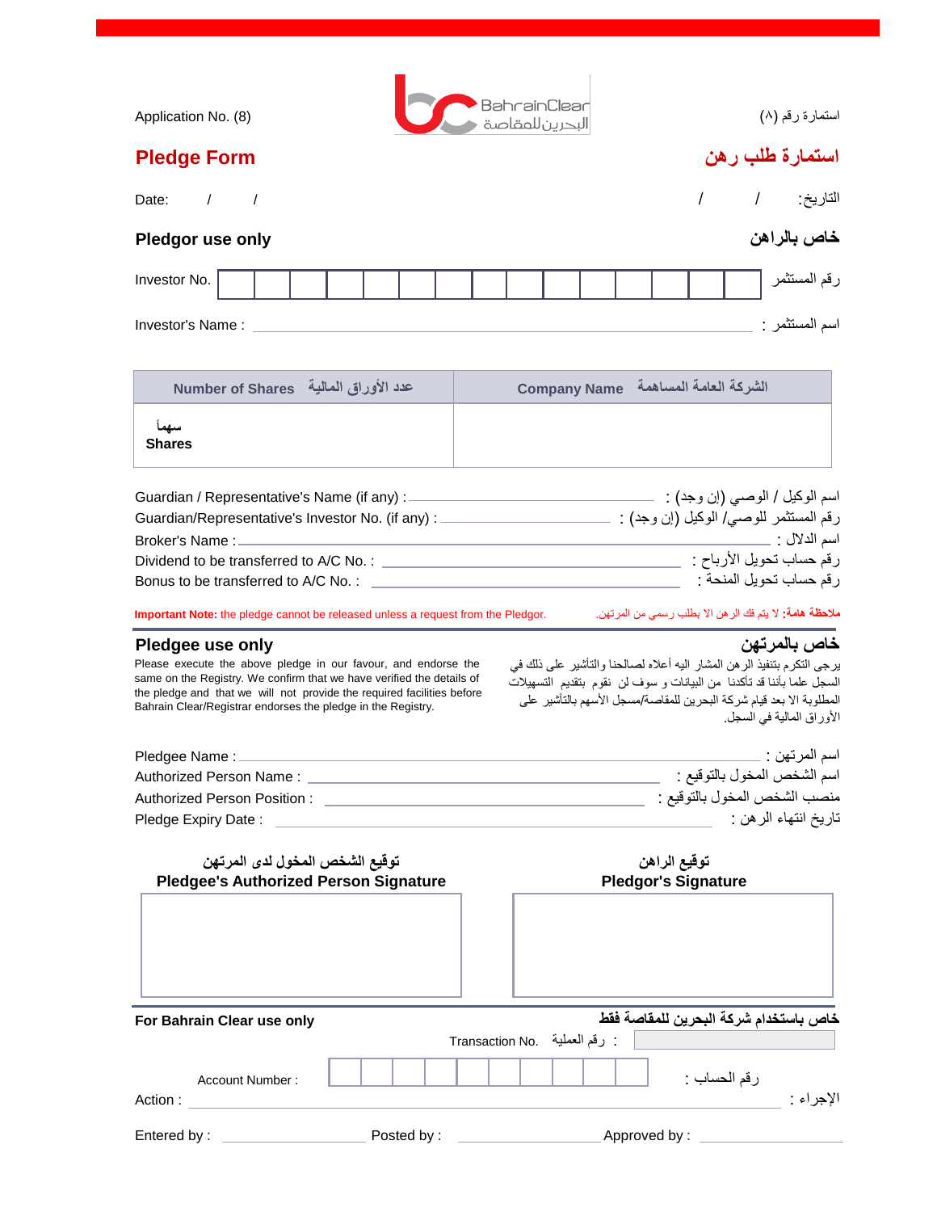Application No. (8) | استمارة رقم (٨)

BahrainClear
البحرين للمقاصة

# Pledge Form | استمارة طلب رهن

Date: / / | التاريخ: / /

## Pledgor use only | خاص بالراهن

Investor No. | رقم المستثمر

Investor's Name : | اسم المستثمر :

| Number of Shares عدد الأوراق المالية | Company Name الشركة العامة المساهمة |
|---|---|
| سهماً Shares | |

Guardian / Representative's Name (if any) : | اسم الوكيل / الوصي (إن وجد) :

Guardian/Representative's Investor No. (if any) : | رقم المستثمر للوصي/ الوكيل (إن وجد) :

Broker's Name : | اسم الدلال :

Dividend to be transferred to A/C No. : | رقم حساب تحويل الأرباح :

Bonus to be transferred to A/C No. : | رقم حساب تحويل المنحة :

**Important Note:** the pledge cannot be released unless a request from the Pledgor.

**ملاحظة هامة:** لا يتم فك الرهن الا بطلب رسمي من المرتهن.

## Pledgee use only | خاص بالمرتهن

Please execute the above pledge in our favour, and endorse the same on the Registry. We confirm that we have verified the details of the pledge and that we will not provide the required facilities before Bahrain Clear/Registrar endorses the pledge in the Registry.

يرجى التكرم بتنفيذ الرهن المشار اليه أعلاه لصالحنا والتأشير على ذلك في السجل علما بأننا قد تأكدنا من البيانات و سوف لن نقوم بتقديم التسهيلات المطلوبة الا بعد قيام شركة البحرين للمقاصة/مسجل الأسهم بالتأشير على الأوراق المالية في السجل.

Pledgee Name : | اسم المرتهن :

Authorized Person Name : | اسم الشخص المخول بالتوقيع :

Authorized Person Position : | منصب الشخص المخول بالتوقيع :

Pledge Expiry Date : | تاريخ انتهاء الرهن :

**توقيع الشخص المخول لدى المرتهن**
**Pledgee's Authorized Person Signature**

**توقيع الراهن**
**Pledgor's Signature**

## For Bahrain Clear use only | خاص باستخدام شركة البحرين للمقاصة فقط

Transaction No. رقم العملية :

Account Number : | رقم الحساب :

Action : | الإجراء :

Entered by : Posted by : Approved by :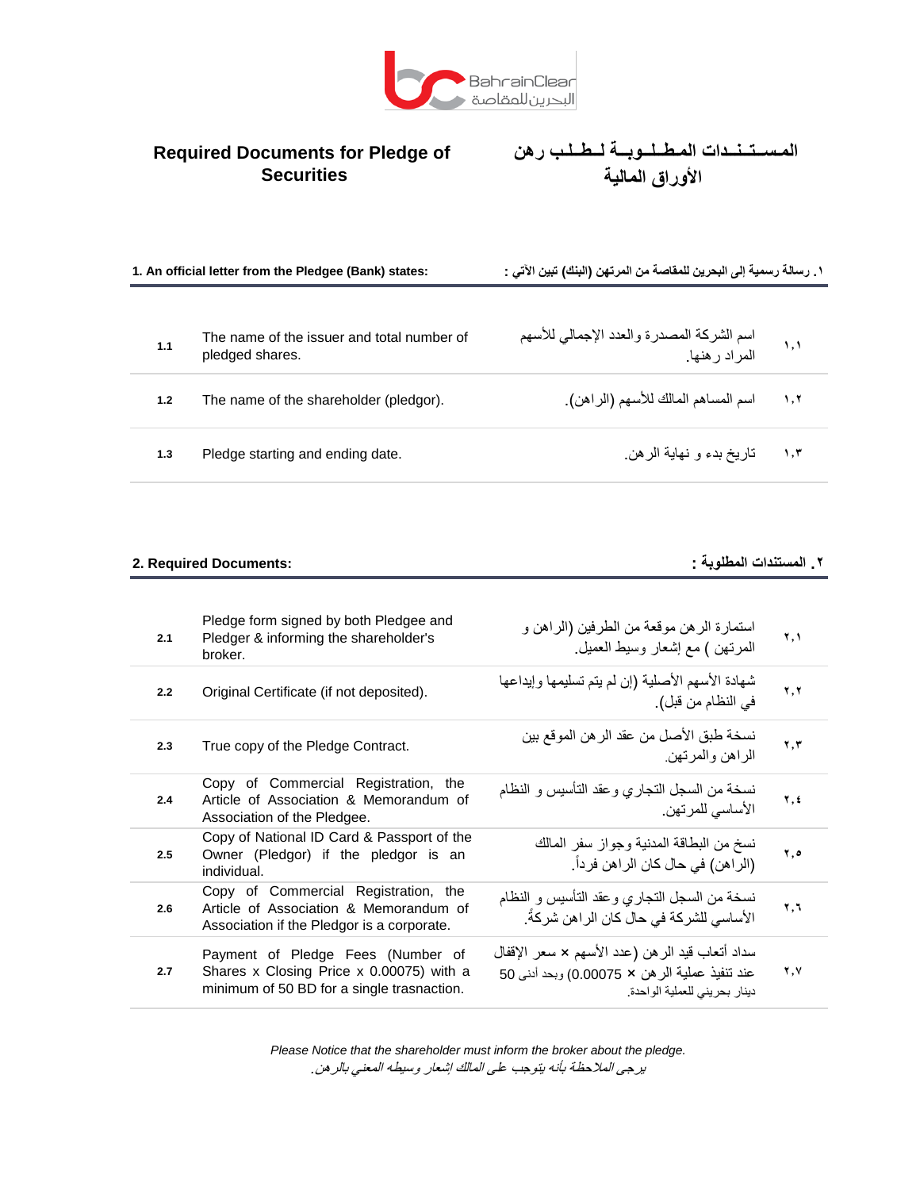BahrainClear
البحرين للمقاصة

# Required Documents for Pledge of Securities

# المستندات المطلوبة لطلب رهن الأوراق المالية

**1. An official letter from the Pledgee (Bank) states:**

**١. رسالة رسمية إلى البحرين للمقاصة من المرتهن (البنك) تبين الآتي :**

| | | | |
|---|---|---|---|
| 1.1 | The name of the issuer and total number of pledged shares. | اسم الشركة المصدرة والعدد الإجمالي للأسهم المراد رهنها. | ١,١ |
| 1.2 | The name of the shareholder (pledgor). | اسم المساهم المالك للأسهم (الراهن). | ١,٢ |
| 1.3 | Pledge starting and ending date. | تاريخ بدء و نهاية الرهن. | ١,٣ |

**2. Required Documents:**

**٢. المستندات المطلوبة :**

| | | | |
|---|---|---|---|
| 2.1 | Pledge form signed by both Pledgee and Pledger & informing the shareholder's broker. | استمارة الرهن موقعة من الطرفين (الراهن و المرتهن ) مع إشعار وسيط العميل. | ٢,١ |
| 2.2 | Original Certificate (if not deposited). | شهادة الأسهم الأصلية (إن لم يتم تسليمها وإيداعها في النظام من قبل). | ٢,٢ |
| 2.3 | True copy of the Pledge Contract. | نسخة طبق الأصل من عقد الرهن الموقع بين الراهن والمرتهن. | ٢,٣ |
| 2.4 | Copy of Commercial Registration, the Article of Association & Memorandum of Association of the Pledgee. | نسخة من السجل التجاري وعقد التأسيس و النظام الأساسي للمرتهن. | ٢,٤ |
| 2.5 | Copy of National ID Card & Passport of the Owner (Pledgor) if the pledgor is an individual. | نسخ من البطاقة المدنية وجواز سفر المالك (الراهن) في حال كان الراهن فرداً. | ٢,٥ |
| 2.6 | Copy of Commercial Registration, the Article of Association & Memorandum of Association if the Pledgor is a corporate. | نسخة من السجل التجاري وعقد التأسيس و النظام الأساسي للشركة في حال كان الراهن شركةً. | ٢,٦ |
| 2.7 | Payment of Pledge Fees (Number of Shares x Closing Price x 0.00075) with a minimum of 50 BD for a single trasnaction. | سداد أتعاب قيد الرهن (عدد الأسهم × سعر الإقفال عند تنفيذ عملية الرهن × 0.00075) وبحد أدنى 50 دينار بحريني للعملية الواحدة. | ٢,٧ |

*Please Notice that the shareholder must inform the broker about the pledge.*

*يرجى الملاحظة بأنه يتوجب على المالك إشعار وسيطه المعني بالرهن.*